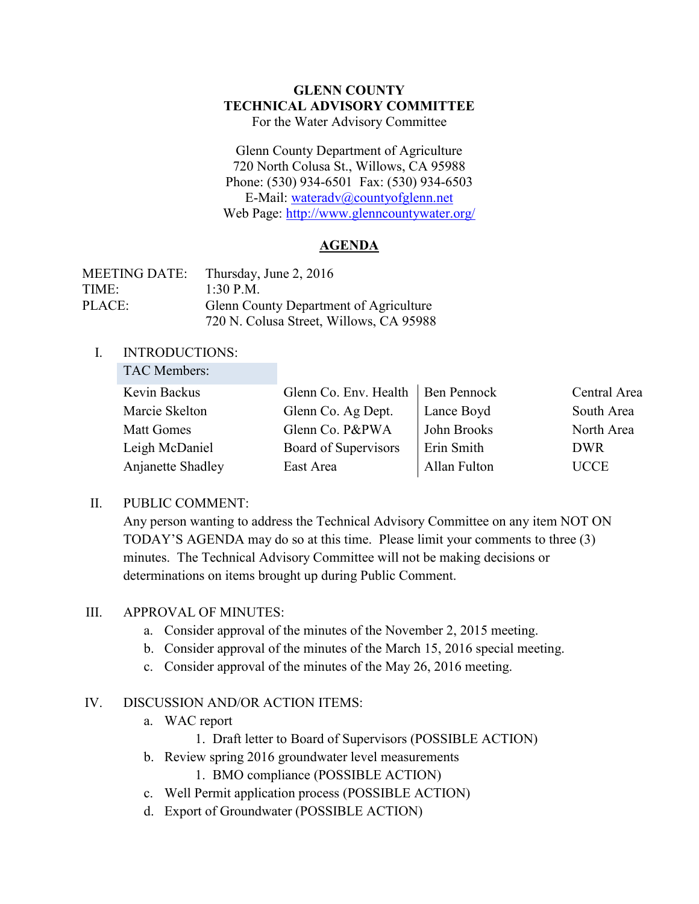**GLENN COUNTY**
**TECHNICAL ADVISORY COMMITTEE**
For the Water Advisory Committee

Glenn County Department of Agriculture
720 North Colusa St., Willows, CA 95988
Phone: (530) 934-6501 Fax: (530) 934-6503
E-Mail: wateradv@countyofglenn.net
Web Page: http://www.glenncountywater.org/

## AGENDA

MEETING DATE: Thursday, June 2, 2016
TIME: 1:30 P.M.
PLACE: Glenn County Department of Agriculture
720 N. Colusa Street, Willows, CA 95988

I. INTRODUCTIONS:

| TAC Members: | | | |
|---|---|---|---|
| Kevin Backus | Glenn Co. Env. Health | Ben Pennock | Central Area |
| Marcie Skelton | Glenn Co. Ag Dept. | Lance Boyd | South Area |
| Matt Gomes | Glenn Co. P&PWA | John Brooks | North Area |
| Leigh McDaniel | Board of Supervisors | Erin Smith | DWR |
| Anjanette Shadley | East Area | Allan Fulton | UCCE |

II. PUBLIC COMMENT:
Any person wanting to address the Technical Advisory Committee on any item NOT ON TODAY'S AGENDA may do so at this time. Please limit your comments to three (3) minutes. The Technical Advisory Committee will not be making decisions or determinations on items brought up during Public Comment.

III. APPROVAL OF MINUTES:
   a. Consider approval of the minutes of the November 2, 2015 meeting.
   b. Consider approval of the minutes of the March 15, 2016 special meeting.
   c. Consider approval of the minutes of the May 26, 2016 meeting.

IV. DISCUSSION AND/OR ACTION ITEMS:
   a. WAC report
      1. Draft letter to Board of Supervisors (POSSIBLE ACTION)
   b. Review spring 2016 groundwater level measurements
      1. BMO compliance (POSSIBLE ACTION)
   c. Well Permit application process (POSSIBLE ACTION)
   d. Export of Groundwater (POSSIBLE ACTION)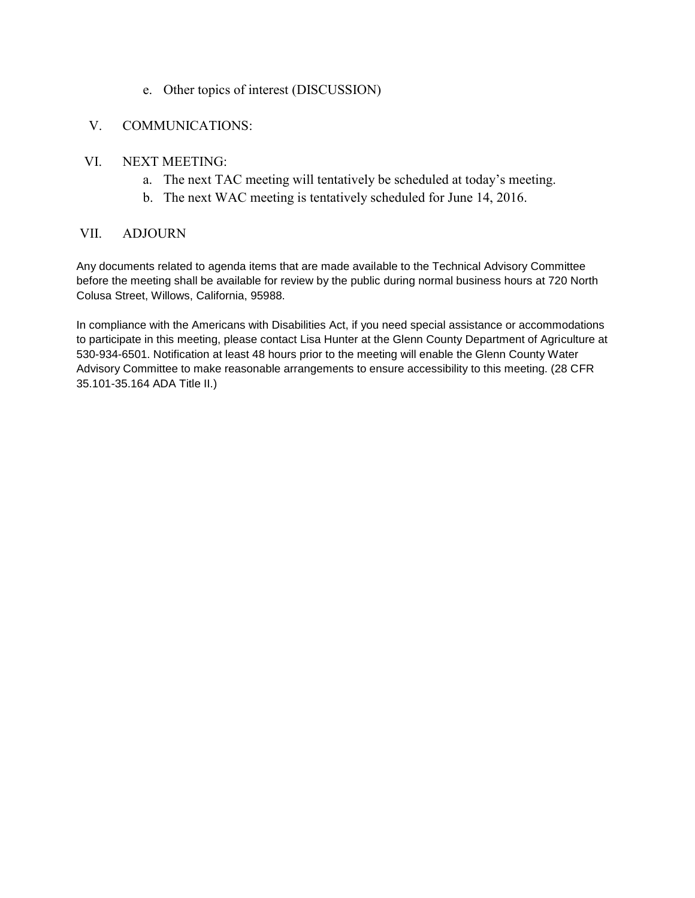e. Other topics of interest (DISCUSSION)

V. COMMUNICATIONS:

VI. NEXT MEETING:

a. The next TAC meeting will tentatively be scheduled at today's meeting.
b. The next WAC meeting is tentatively scheduled for June 14, 2016.

VII. ADJOURN

Any documents related to agenda items that are made available to the Technical Advisory Committee before the meeting shall be available for review by the public during normal business hours at 720 North Colusa Street, Willows, California, 95988.

In compliance with the Americans with Disabilities Act, if you need special assistance or accommodations to participate in this meeting, please contact Lisa Hunter at the Glenn County Department of Agriculture at 530-934-6501. Notification at least 48 hours prior to the meeting will enable the Glenn County Water Advisory Committee to make reasonable arrangements to ensure accessibility to this meeting. (28 CFR 35.101-35.164 ADA Title II.)